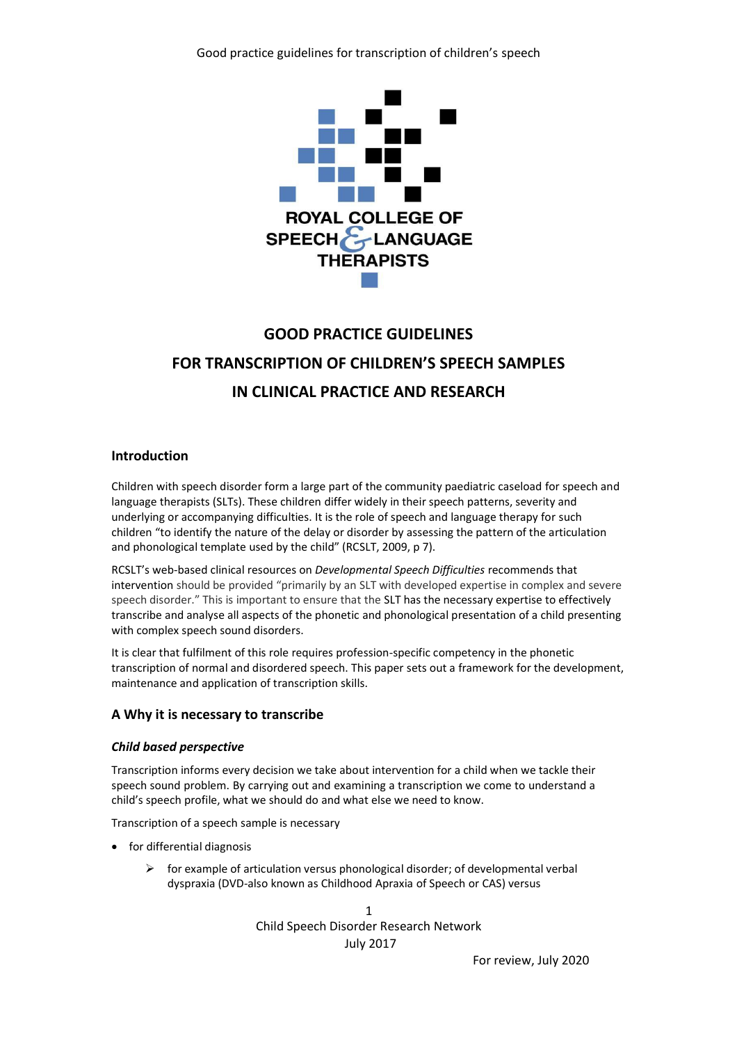ROYAL COLLEGE OF SPEECH & LANGUAGE THERAPISTS

# GOOD PRACTICE GUIDELINES FOR TRANSCRIPTION OF CHILDREN'S SPEECH SAMPLES IN CLINICAL PRACTICE AND RESEARCH

## Introduction

Children with speech disorder form a large part of the community paediatric caseload for speech and language therapists (SLTs). These children differ widely in their speech patterns, severity and underlying or accompanying difficulties. It is the role of speech and language therapy for such children "to identify the nature of the delay or disorder by assessing the pattern of the articulation and phonological template used by the child" (RCSLT, 2009, p 7).

RCSLT's web-based clinical resources on *Developmental Speech Difficulties* recommends that intervention should be provided "primarily by an SLT with developed expertise in complex and severe speech disorder." This is important to ensure that the SLT has the necessary expertise to effectively transcribe and analyse all aspects of the phonetic and phonological presentation of a child presenting with complex speech sound disorders.

It is clear that fulfilment of this role requires profession-specific competency in the phonetic transcription of normal and disordered speech. This paper sets out a framework for the development, maintenance and application of transcription skills.

## A Why it is necessary to transcribe

### *Child based perspective*

Transcription informs every decision we take about intervention for a child when we tackle their speech sound problem. By carrying out and examining a transcription we come to understand a child's speech profile, what we should do and what else we need to know.

Transcription of a speech sample is necessary

- for differential diagnosis
  - for example of articulation versus phonological disorder; of developmental verbal dyspraxia (DVD-also known as Childhood Apraxia of Speech or CAS) versus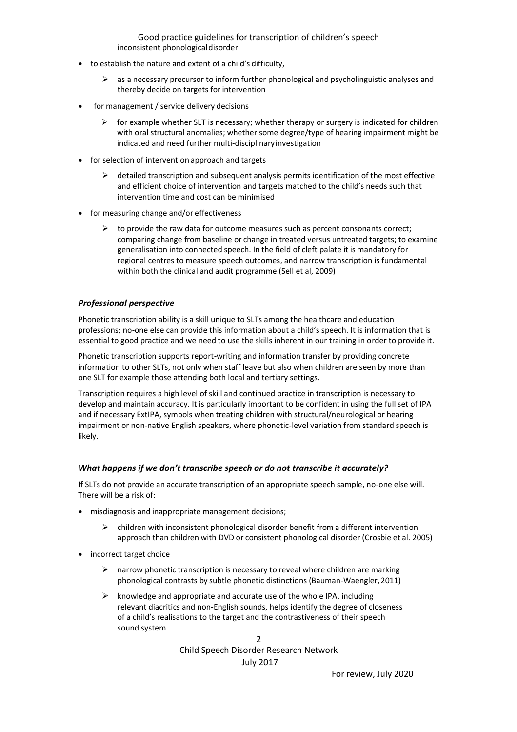inconsistent phonological disorder

- to establish the nature and extent of a child's difficulty,
  - as a necessary precursor to inform further phonological and psycholinguistic analyses and thereby decide on targets for intervention
- for management / service delivery decisions
  - for example whether SLT is necessary; whether therapy or surgery is indicated for children with oral structural anomalies; whether some degree/type of hearing impairment might be indicated and need further multi-disciplinary investigation
- for selection of intervention approach and targets
  - detailed transcription and subsequent analysis permits identification of the most effective and efficient choice of intervention and targets matched to the child's needs such that intervention time and cost can be minimised
- for measuring change and/or effectiveness
  - to provide the raw data for outcome measures such as percent consonants correct; comparing change from baseline or change in treated versus untreated targets; to examine generalisation into connected speech. In the field of cleft palate it is mandatory for regional centres to measure speech outcomes, and narrow transcription is fundamental within both the clinical and audit programme (Sell et al, 2009)

### *Professional perspective*

Phonetic transcription ability is a skill unique to SLTs among the healthcare and education professions; no-one else can provide this information about a child's speech. It is information that is essential to good practice and we need to use the skills inherent in our training in order to provide it.

Phonetic transcription supports report-writing and information transfer by providing concrete information to other SLTs, not only when staff leave but also when children are seen by more than one SLT for example those attending both local and tertiary settings.

Transcription requires a high level of skill and continued practice in transcription is necessary to develop and maintain accuracy. It is particularly important to be confident in using the full set of IPA and if necessary ExtIPA, symbols when treating children with structural/neurological or hearing impairment or non-native English speakers, where phonetic-level variation from standard speech is likely.

### *What happens if we don't transcribe speech or do not transcribe it accurately?*

If SLTs do not provide an accurate transcription of an appropriate speech sample, no-one else will. There will be a risk of:

- misdiagnosis and inappropriate management decisions;
  - children with inconsistent phonological disorder benefit from a different intervention approach than children with DVD or consistent phonological disorder (Crosbie et al. 2005)
- incorrect target choice
  - narrow phonetic transcription is necessary to reveal where children are marking phonological contrasts by subtle phonetic distinctions (Bauman-Waengler, 2011)
  - knowledge and appropriate and accurate use of the whole IPA, including relevant diacritics and non-English sounds, helps identify the degree of closeness of a child's realisations to the target and the contrastiveness of their speech sound system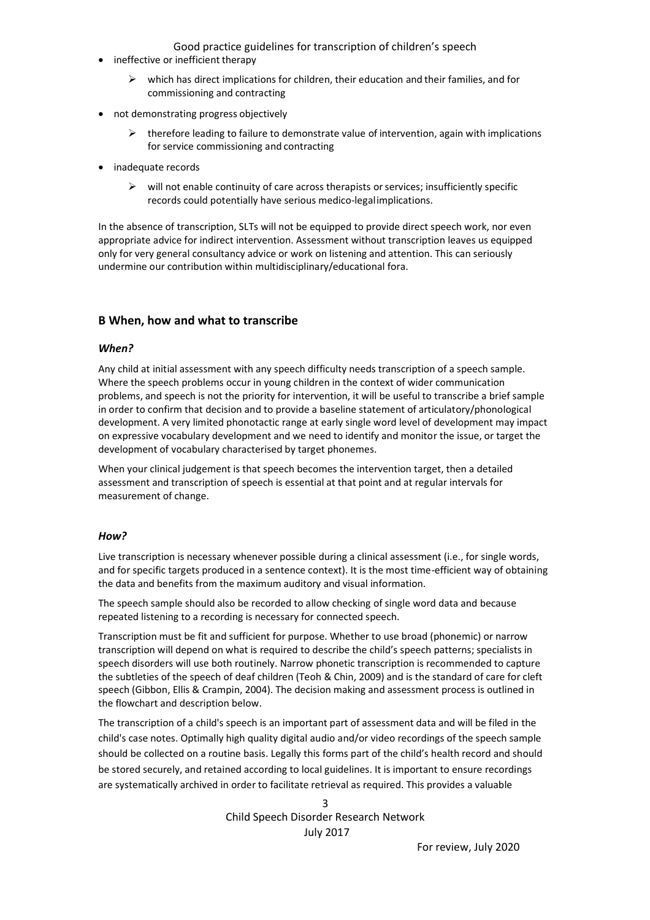- ineffective or inefficient therapy
    - which has direct implications for children, their education and their families, and for commissioning and contracting
- not demonstrating progress objectively
    - therefore leading to failure to demonstrate value of intervention, again with implications for service commissioning and contracting
- inadequate records
    - will not enable continuity of care across therapists or services; insufficiently specific records could potentially have serious medico-legal implications.

In the absence of transcription, SLTs will not be equipped to provide direct speech work, nor even appropriate advice for indirect intervention. Assessment without transcription leaves us equipped only for very general consultancy advice or work on listening and attention. This can seriously undermine our contribution within multidisciplinary/educational fora.

## B When, how and what to transcribe

### *When?*

Any child at initial assessment with any speech difficulty needs transcription of a speech sample. Where the speech problems occur in young children in the context of wider communication problems, and speech is not the priority for intervention, it will be useful to transcribe a brief sample in order to confirm that decision and to provide a baseline statement of articulatory/phonological development. A very limited phonotactic range at early single word level of development may impact on expressive vocabulary development and we need to identify and monitor the issue, or target the development of vocabulary characterised by target phonemes.

When your clinical judgement is that speech becomes the intervention target, then a detailed assessment and transcription of speech is essential at that point and at regular intervals for measurement of change.

### *How?*

Live transcription is necessary whenever possible during a clinical assessment (i.e., for single words, and for specific targets produced in a sentence context). It is the most time-efficient way of obtaining the data and benefits from the maximum auditory and visual information.

The speech sample should also be recorded to allow checking of single word data and because repeated listening to a recording is necessary for connected speech.

Transcription must be fit and sufficient for purpose. Whether to use broad (phonemic) or narrow transcription will depend on what is required to describe the child's speech patterns; specialists in speech disorders will use both routinely. Narrow phonetic transcription is recommended to capture the subtleties of the speech of deaf children (Teoh & Chin, 2009) and is the standard of care for cleft speech (Gibbon, Ellis & Crampin, 2004). The decision making and assessment process is outlined in the flowchart and description below.

The transcription of a child's speech is an important part of assessment data and will be filed in the child's case notes. Optimally high quality digital audio and/or video recordings of the speech sample should be collected on a routine basis. Legally this forms part of the child's health record and should be stored securely, and retained according to local guidelines. It is important to ensure recordings are systematically archived in order to facilitate retrieval as required. This provides a valuable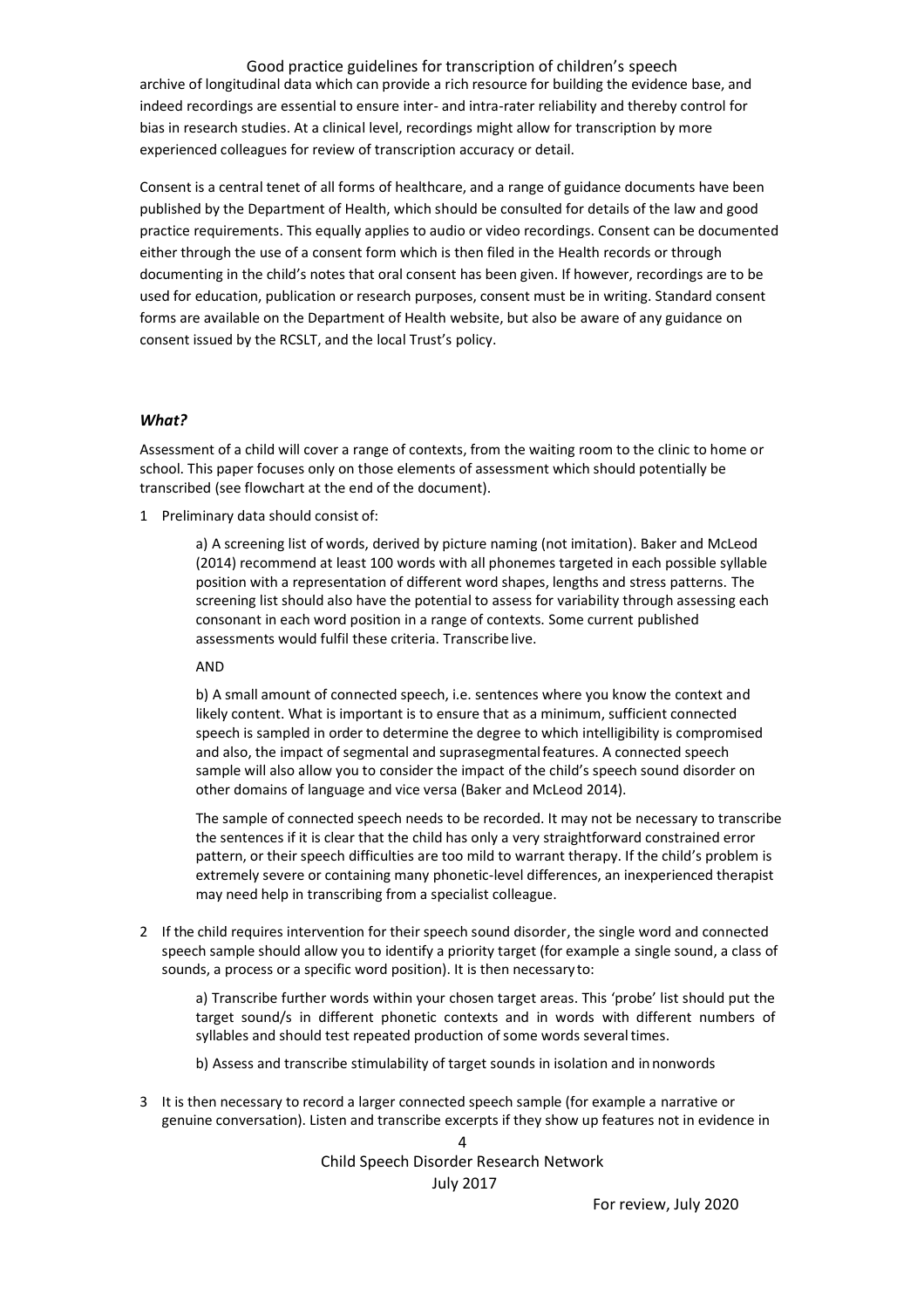archive of longitudinal data which can provide a rich resource for building the evidence base, and indeed recordings are essential to ensure inter- and intra-rater reliability and thereby control for bias in research studies. At a clinical level, recordings might allow for transcription by more experienced colleagues for review of transcription accuracy or detail.

Consent is a central tenet of all forms of healthcare, and a range of guidance documents have been published by the Department of Health, which should be consulted for details of the law and good practice requirements. This equally applies to audio or video recordings. Consent can be documented either through the use of a consent form which is then filed in the Health records or through documenting in the child's notes that oral consent has been given. If however, recordings are to be used for education, publication or research purposes, consent must be in writing. Standard consent forms are available on the Department of Health website, but also be aware of any guidance on consent issued by the RCSLT, and the local Trust's policy.

### *What?*

Assessment of a child will cover a range of contexts, from the waiting room to the clinic to home or school. This paper focuses only on those elements of assessment which should potentially be transcribed (see flowchart at the end of the document).

1 Preliminary data should consist of:

   a) A screening list of words, derived by picture naming (not imitation). Baker and McLeod (2014) recommend at least 100 words with all phonemes targeted in each possible syllable position with a representation of different word shapes, lengths and stress patterns. The screening list should also have the potential to assess for variability through assessing each consonant in each word position in a range of contexts. Some current published assessments would fulfil these criteria. Transcribe live.

   AND

   b) A small amount of connected speech, i.e. sentences where you know the context and likely content. What is important is to ensure that as a minimum, sufficient connected speech is sampled in order to determine the degree to which intelligibility is compromised and also, the impact of segmental and suprasegmental features. A connected speech sample will also allow you to consider the impact of the child's speech sound disorder on other domains of language and vice versa (Baker and McLeod 2014).

   The sample of connected speech needs to be recorded. It may not be necessary to transcribe the sentences if it is clear that the child has only a very straightforward constrained error pattern, or their speech difficulties are too mild to warrant therapy. If the child's problem is extremely severe or containing many phonetic-level differences, an inexperienced therapist may need help in transcribing from a specialist colleague.

2 If the child requires intervention for their speech sound disorder, the single word and connected speech sample should allow you to identify a priority target (for example a single sound, a class of sounds, a process or a specific word position). It is then necessary to:

   a) Transcribe further words within your chosen target areas. This 'probe' list should put the target sound/s in different phonetic contexts and in words with different numbers of syllables and should test repeated production of some words several times.

   b) Assess and transcribe stimulability of target sounds in isolation and in nonwords

3 It is then necessary to record a larger connected speech sample (for example a narrative or genuine conversation). Listen and transcribe excerpts if they show up features not in evidence in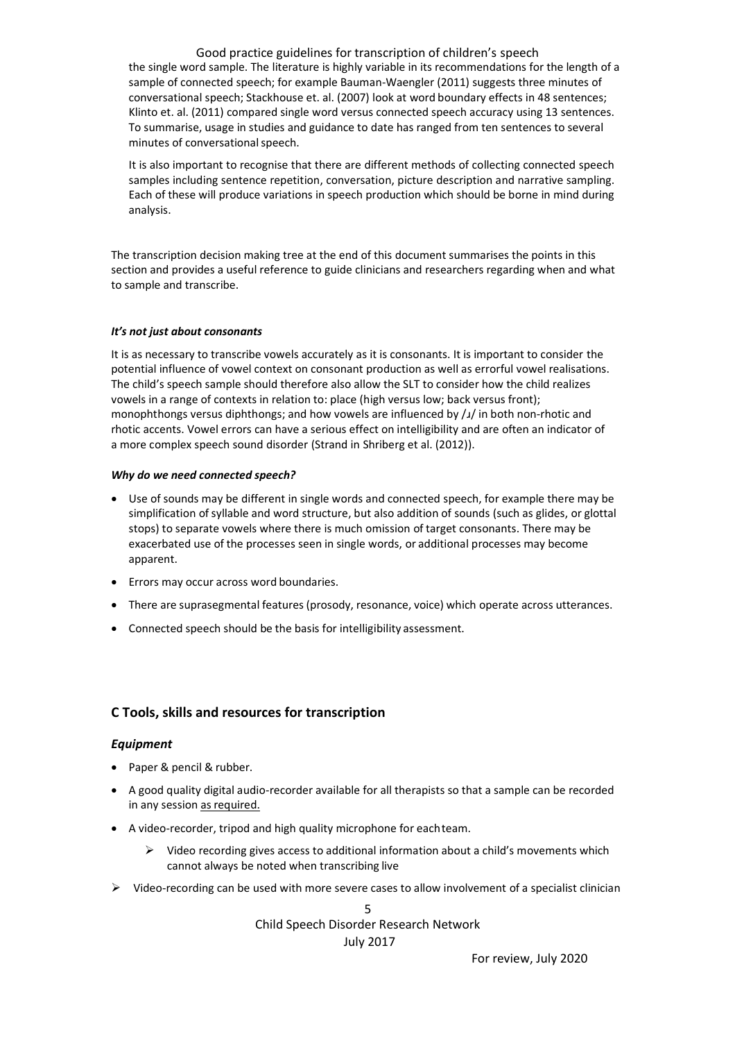the single word sample. The literature is highly variable in its recommendations for the length of a sample of connected speech; for example Bauman-Waengler (2011) suggests three minutes of conversational speech; Stackhouse et. al. (2007) look at word boundary effects in 48 sentences; Klinto et. al. (2011) compared single word versus connected speech accuracy using 13 sentences. To summarise, usage in studies and guidance to date has ranged from ten sentences to several minutes of conversational speech.

It is also important to recognise that there are different methods of collecting connected speech samples including sentence repetition, conversation, picture description and narrative sampling. Each of these will produce variations in speech production which should be borne in mind during analysis.

The transcription decision making tree at the end of this document summarises the points in this section and provides a useful reference to guide clinicians and researchers regarding when and what to sample and transcribe.

***It's not just about consonants***

It is as necessary to transcribe vowels accurately as it is consonants. It is important to consider the potential influence of vowel context on consonant production as well as errorful vowel realisations. The child's speech sample should therefore also allow the SLT to consider how the child realizes vowels in a range of contexts in relation to: place (high versus low; back versus front); monophthongs versus diphthongs; and how vowels are influenced by /ɹ/ in both non-rhotic and rhotic accents. Vowel errors can have a serious effect on intelligibility and are often an indicator of a more complex speech sound disorder (Strand in Shriberg et al. (2012)).

***Why do we need connected speech?***

- Use of sounds may be different in single words and connected speech, for example there may be simplification of syllable and word structure, but also addition of sounds (such as glides, or glottal stops) to separate vowels where there is much omission of target consonants. There may be exacerbated use of the processes seen in single words, or additional processes may become apparent.
- Errors may occur across word boundaries.
- There are suprasegmental features (prosody, resonance, voice) which operate across utterances.
- Connected speech should be the basis for intelligibility assessment.

## C Tools, skills and resources for transcription

### *Equipment*

- Paper & pencil & rubber.
- A good quality digital audio-recorder available for all therapists so that a sample can be recorded in any session as required.
- A video-recorder, tripod and high quality microphone for each team.
  - ➢ Video recording gives access to additional information about a child's movements which cannot always be noted when transcribing live
- ➢ Video-recording can be used with more severe cases to allow involvement of a specialist clinician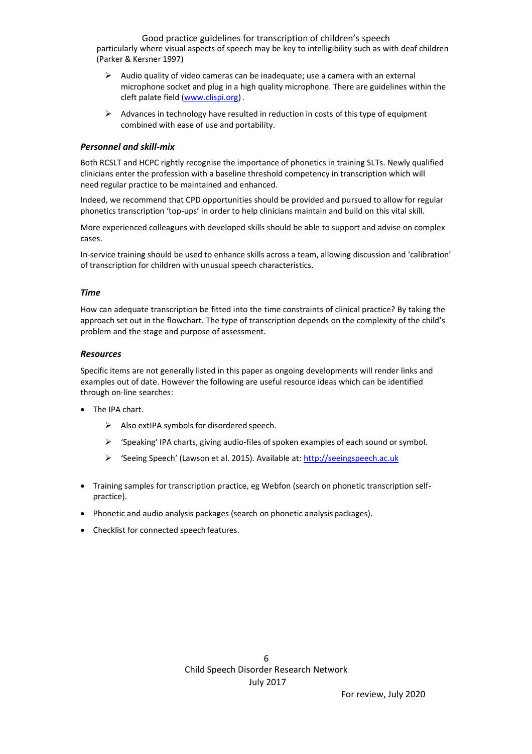particularly where visual aspects of speech may be key to intelligibility such as with deaf children (Parker & Kersner 1997)

- Audio quality of video cameras can be inadequate; use a camera with an external microphone socket and plug in a high quality microphone. There are guidelines within the cleft palate field ([www.clispi.org](www.clispi.org)).
- Advances in technology have resulted in reduction in costs of this type of equipment combined with ease of use and portability.

### *Personnel and skill-mix*

Both RCSLT and HCPC rightly recognise the importance of phonetics in training SLTs. Newly qualified clinicians enter the profession with a baseline threshold competency in transcription which will need regular practice to be maintained and enhanced.

Indeed, we recommend that CPD opportunities should be provided and pursued to allow for regular phonetics transcription 'top-ups' in order to help clinicians maintain and build on this vital skill.

More experienced colleagues with developed skills should be able to support and advise on complex cases.

In-service training should be used to enhance skills across a team, allowing discussion and 'calibration' of transcription for children with unusual speech characteristics.

### *Time*

How can adequate transcription be fitted into the time constraints of clinical practice? By taking the approach set out in the flowchart. The type of transcription depends on the complexity of the child's problem and the stage and purpose of assessment.

### *Resources*

Specific items are not generally listed in this paper as ongoing developments will render links and examples out of date. However the following are useful resource ideas which can be identified through on-line searches:

- The IPA chart.
  - Also extIPA symbols for disordered speech.
  - 'Speaking' IPA charts, giving audio-files of spoken examples of each sound or symbol.
  - 'Seeing Speech' (Lawson et al. 2015). Available at: [http://seeingspeech.ac.uk](http://seeingspeech.ac.uk)
- Training samples for transcription practice, eg Webfon (search on phonetic transcription self-practice).
- Phonetic and audio analysis packages (search on phonetic analysis packages).
- Checklist for connected speech features.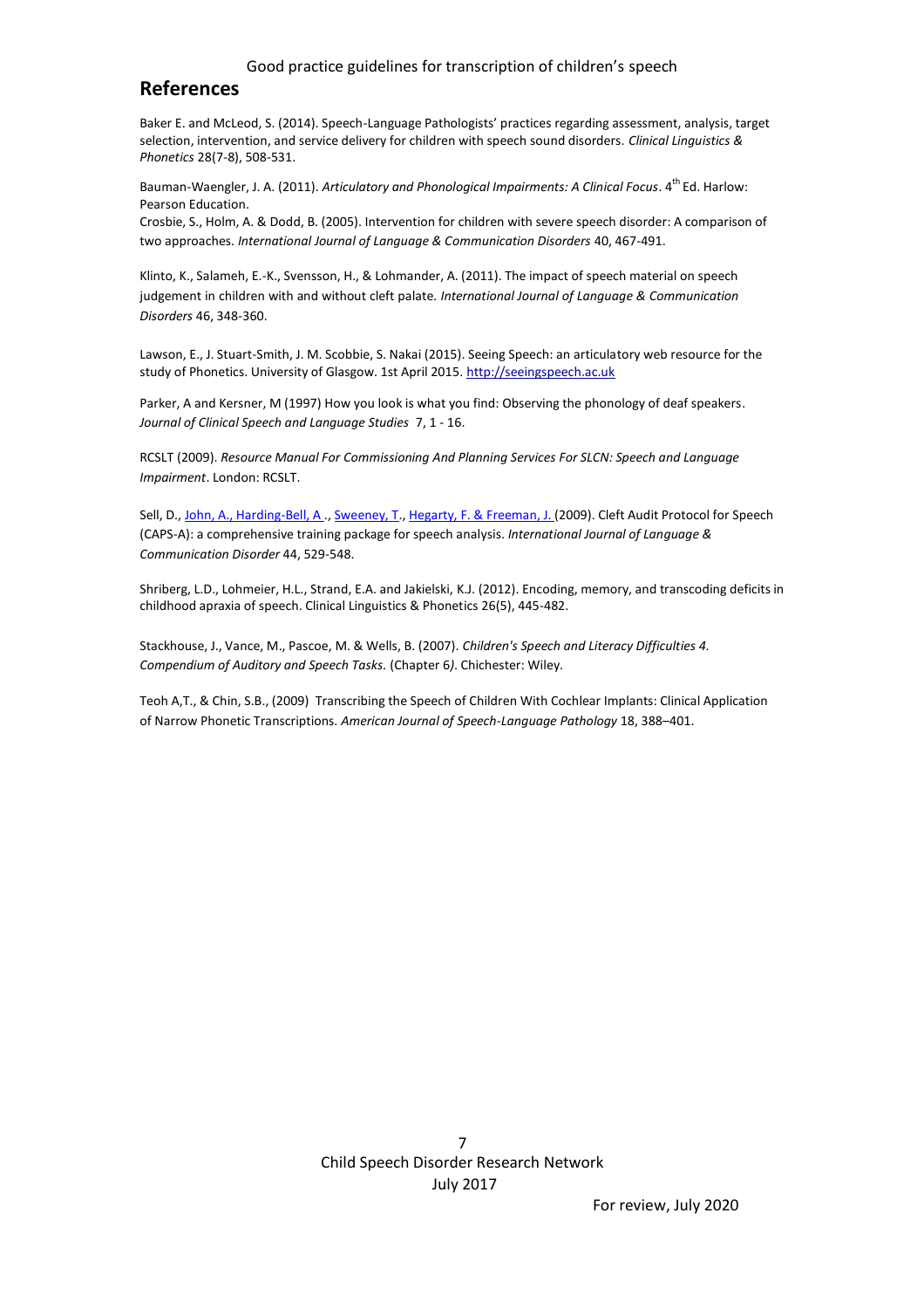## References

Baker E. and McLeod, S. (2014). Speech-Language Pathologists' practices regarding assessment, analysis, target selection, intervention, and service delivery for children with speech sound disorders. *Clinical Linguistics & Phonetics* 28(7-8), 508-531.

Bauman-Waengler, J. A. (2011). *Articulatory and Phonological Impairments: A Clinical Focus*. 4th Ed. Harlow: Pearson Education.

Crosbie, S., Holm, A. & Dodd, B. (2005). Intervention for children with severe speech disorder: A comparison of two approaches. *International Journal of Language & Communication Disorders* 40, 467-491.

Klinto, K., Salameh, E.-K., Svensson, H., & Lohmander, A. (2011). The impact of speech material on speech judgement in children with and without cleft palate. *International Journal of Language & Communication Disorders* 46, 348-360.

Lawson, E., J. Stuart-Smith, J. M. Scobbie, S. Nakai (2015). Seeing Speech: an articulatory web resource for the study of Phonetics. University of Glasgow. 1st April 2015. http://seeingspeech.ac.uk

Parker, A and Kersner, M (1997) How you look is what you find: Observing the phonology of deaf speakers. *Journal of Clinical Speech and Language Studies* 7, 1 - 16.

RCSLT (2009). *Resource Manual For Commissioning And Planning Services For SLCN: Speech and Language Impairment*. London: RCSLT.

Sell, D., John, A., Harding-Bell, A ., Sweeney, T., Hegarty, F. & Freeman, J. (2009). Cleft Audit Protocol for Speech (CAPS-A): a comprehensive training package for speech analysis. *International Journal of Language & Communication Disorder* 44, 529-548.

Shriberg, L.D., Lohmeier, H.L., Strand, E.A. and Jakielski, K.J. (2012). Encoding, memory, and transcoding deficits in childhood apraxia of speech. Clinical Linguistics & Phonetics 26(5), 445-482.

Stackhouse, J., Vance, M., Pascoe, M. & Wells, B. (2007). *Children's Speech and Literacy Difficulties 4. Compendium of Auditory and Speech Tasks.* (Chapter 6). Chichester: Wiley.

Teoh A,T., & Chin, S.B., (2009) Transcribing the Speech of Children With Cochlear Implants: Clinical Application of Narrow Phonetic Transcriptions. *American Journal of Speech-Language Pathology* 18, 388–401.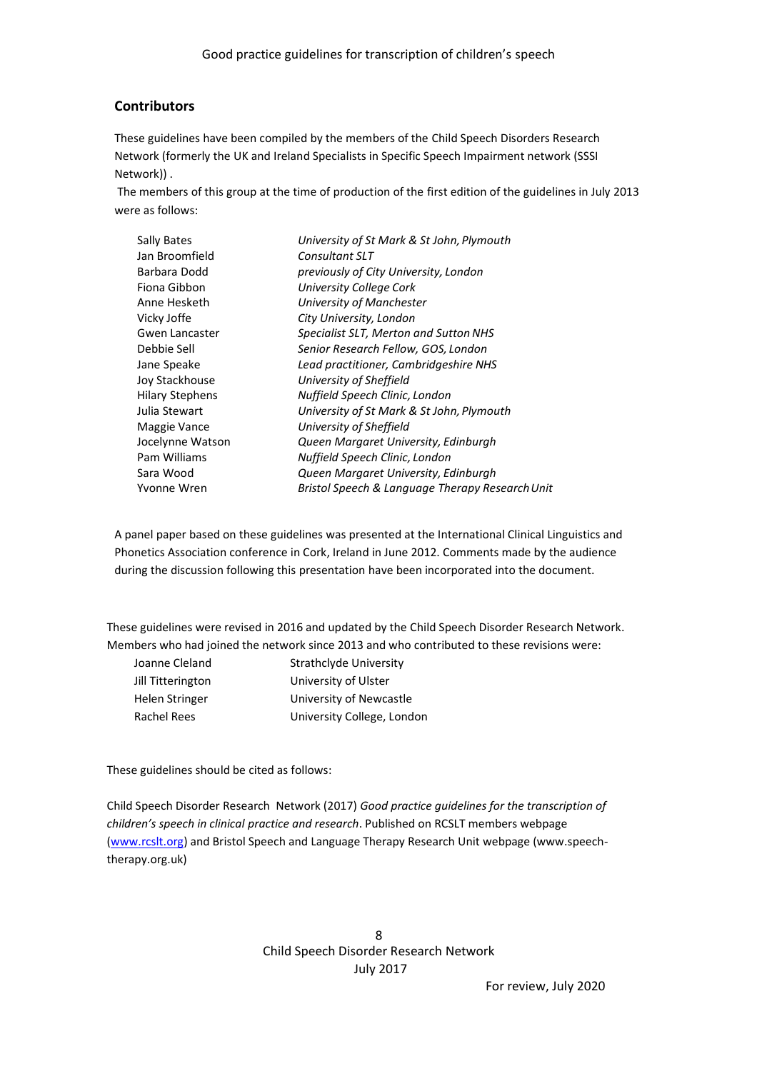## Contributors

These guidelines have been compiled by the members of the Child Speech Disorders Research Network (formerly the UK and Ireland Specialists in Specific Speech Impairment network (SSSI Network)) .

The members of this group at the time of production of the first edition of the guidelines in July 2013 were as follows:

| | |
|---|---|
| Sally Bates | *University of St Mark & St John, Plymouth* |
| Jan Broomfield | *Consultant SLT* |
| Barbara Dodd | *previously of City University, London* |
| Fiona Gibbon | *University College Cork* |
| Anne Hesketh | *University of Manchester* |
| Vicky Joffe | *City University, London* |
| Gwen Lancaster | *Specialist SLT, Merton and Sutton NHS* |
| Debbie Sell | *Senior Research Fellow, GOS, London* |
| Jane Speake | *Lead practitioner, Cambridgeshire NHS* |
| Joy Stackhouse | *University of Sheffield* |
| Hilary Stephens | *Nuffield Speech Clinic, London* |
| Julia Stewart | *University of St Mark & St John, Plymouth* |
| Maggie Vance | *University of Sheffield* |
| Jocelynne Watson | *Queen Margaret University, Edinburgh* |
| Pam Williams | *Nuffield Speech Clinic, London* |
| Sara Wood | *Queen Margaret University, Edinburgh* |
| Yvonne Wren | *Bristol Speech & Language Therapy Research Unit* |

A panel paper based on these guidelines was presented at the International Clinical Linguistics and Phonetics Association conference in Cork, Ireland in June 2012. Comments made by the audience during the discussion following this presentation have been incorporated into the document.

These guidelines were revised in 2016 and updated by the Child Speech Disorder Research Network. Members who had joined the network since 2013 and who contributed to these revisions were:

| | |
|---|---|
| Joanne Cleland | Strathclyde University |
| Jill Titterington | University of Ulster |
| Helen Stringer | University of Newcastle |
| Rachel Rees | University College, London |

These guidelines should be cited as follows:

Child Speech Disorder Research Network (2017) *Good practice guidelines for the transcription of children's speech in clinical practice and research*. Published on RCSLT members webpage (www.rcslt.org) and Bristol Speech and Language Therapy Research Unit webpage (www.speech-therapy.org.uk)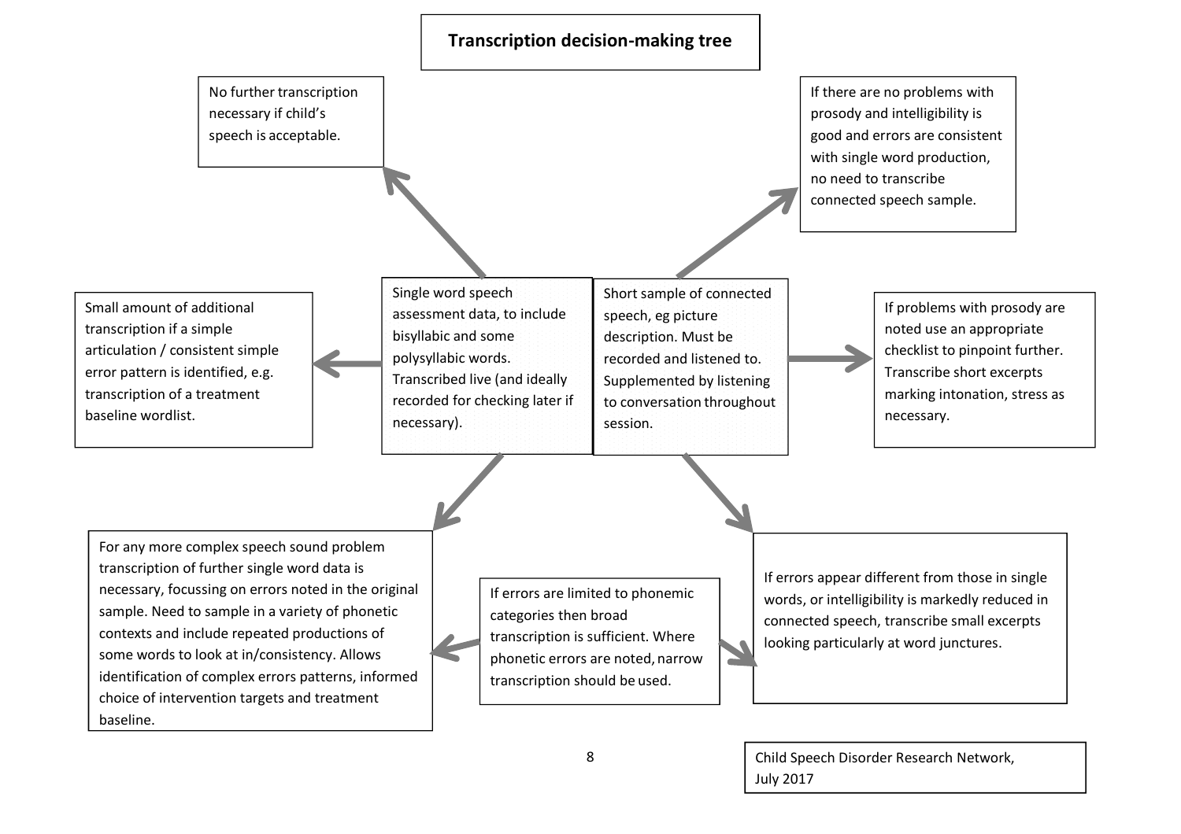## Transcription decision-making tree

Single word speech assessment data, to include bisyllabic and some polysyllabic words. Transcribed live (and ideally recorded for checking later if necessary).

No further transcription necessary if child's speech is acceptable.

Small amount of additional transcription if a simple articulation / consistent simple error pattern is identified, e.g. transcription of a treatment baseline wordlist.

For any more complex speech sound problem transcription of further single word data is necessary, focussing on errors noted in the original sample. Need to sample in a variety of phonetic contexts and include repeated productions of some words to look at in/consistency. Allows identification of complex errors patterns, informed choice of intervention targets and treatment baseline.

Short sample of connected speech, eg picture description. Must be recorded and listened to. Supplemented by listening to conversation throughout session.

If there are no problems with prosody and intelligibility is good and errors are consistent with single word production, no need to transcribe connected speech sample.

If problems with prosody are noted use an appropriate checklist to pinpoint further. Transcribe short excerpts marking intonation, stress as necessary.

If errors appear different from those in single words, or intelligibility is markedly reduced in connected speech, transcribe small excerpts looking particularly at word junctures.

If errors are limited to phonemic categories then broad transcription is sufficient. Where phonetic errors are noted, narrow transcription should be used.

Child Speech Disorder Research Network, July 2017